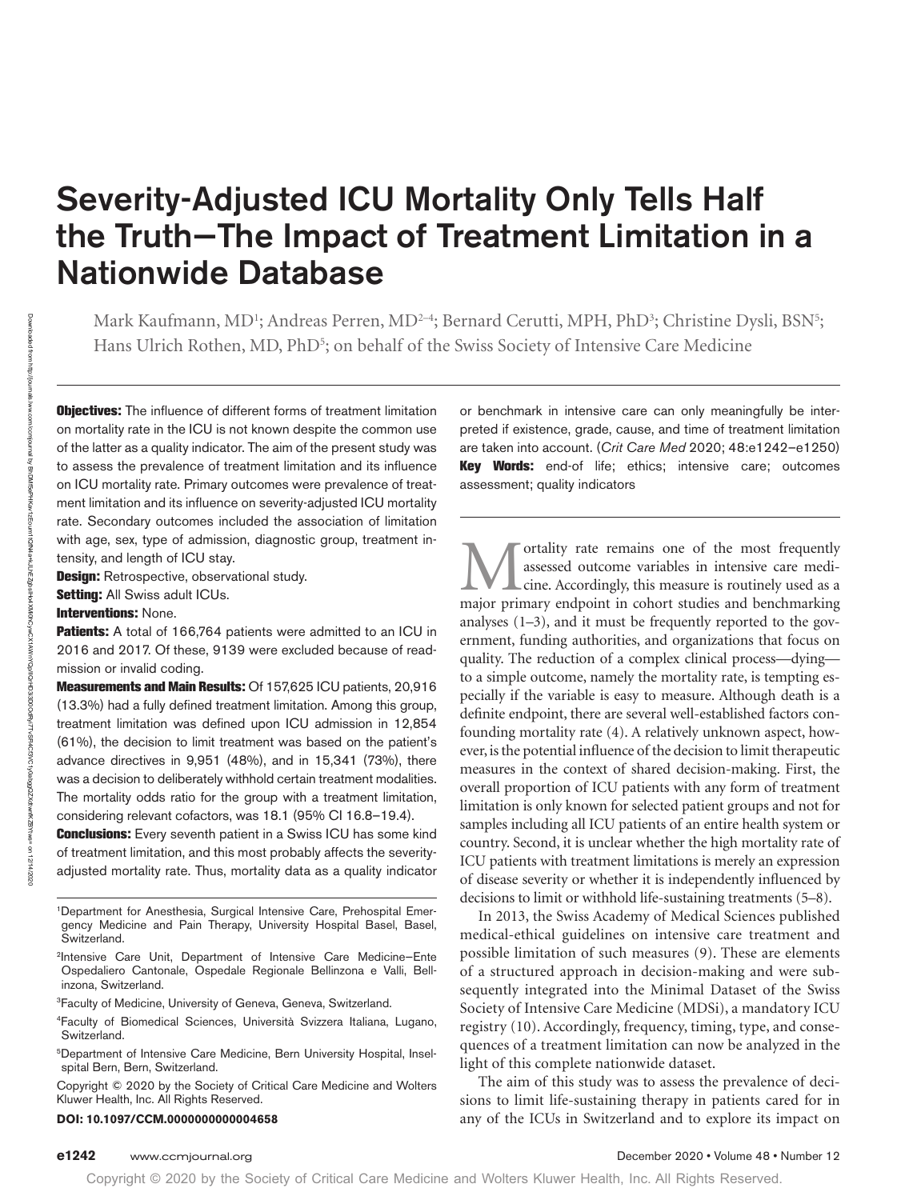# Severity-Adjusted ICU Mortality Only Tells Half the Truth—The Impact of Treatment Limitation in a Nationwide Database

Mark Kaufmann, MD[1]; Andreas Perren, MD[2–4]; Bernard Cerutti, MPH, PhD[3]; Christine Dysli, BSN[5]; Hans Ulrich Rothen, MD, PhD[5]; on behalf of the Swiss Society of Intensive Care Medicine

**Objectives:** The influence of different forms of treatment limitation on mortality rate in the ICU is not known despite the common use of the latter as a quality indicator. The aim of the present study was to assess the prevalence of treatment limitation and its influence on ICU mortality rate. Primary outcomes were prevalence of treatment limitation and its influence on severity-adjusted ICU mortality rate. Secondary outcomes included the association of limitation with age, sex, type of admission, diagnostic group, treatment intensity, and length of ICU stay.

**Design:** Retrospective, observational study.

**Setting:** All Swiss adult ICUs.

**Interventions:** None.

**Patients:** A total of 166,764 patients were admitted to an ICU in 2016 and 2017. Of these, 9139 were excluded because of readmission or invalid coding.

**Measurements and Main Results:** Of 157,625 ICU patients, 20,916 (13.3%) had a fully defined treatment limitation. Among this group, treatment limitation was defined upon ICU admission in 12,854 (61%), the decision to limit treatment was based on the patient's advance directives in 9,951 (48%), and in 15,341 (73%), there was a decision to deliberately withhold certain treatment modalities. The mortality odds ratio for the group with a treatment limitation, considering relevant cofactors, was 18.1 (95% CI 16.8–19.4).

**Conclusions:** Every seventh patient in a Swiss ICU has some kind of treatment limitation, and this most probably affects the severity-adjusted mortality rate. Thus, mortality data as a quality indicator or benchmark in intensive care can only meaningfully be interpreted if existence, grade, cause, and time of treatment limitation are taken into account. (*Crit Care Med* 2020; 48:e1242–e1250)

**Key Words:** end-of life; ethics; intensive care; outcomes assessment; quality indicators

Mortality rate remains one of the most frequently assessed outcome variables in intensive care medicine. Accordingly, this measure is routinely used as a major primary endpoint in cohort studies and benchmarking analyses (1–3), and it must be frequently reported to the government, funding authorities, and organizations that focus on quality. The reduction of a complex clinical process—dying—to a simple outcome, namely the mortality rate, is tempting especially if the variable is easy to measure. Although death is a definite endpoint, there are several well-established factors confounding mortality rate (4). A relatively unknown aspect, however, is the potential influence of the decision to limit therapeutic measures in the context of shared decision-making. First, the overall proportion of ICU patients with any form of treatment limitation is only known for selected patient groups and not for samples including all ICU patients of an entire health system or country. Second, it is unclear whether the high mortality rate of ICU patients with treatment limitations is merely an expression of disease severity or whether it is independently influenced by decisions to limit or withhold life-sustaining treatments (5–8).

In 2013, the Swiss Academy of Medical Sciences published medical-ethical guidelines on intensive care treatment and possible limitation of such measures (9). These are elements of a structured approach in decision-making and were subsequently integrated into the Minimal Dataset of the Swiss Society of Intensive Care Medicine (MDSi), a mandatory ICU registry (10). Accordingly, frequency, timing, type, and consequences of a treatment limitation can now be analyzed in the light of this complete nationwide dataset.

The aim of this study was to assess the prevalence of decisions to limit life-sustaining therapy in patients cared for in any of the ICUs in Switzerland and to explore its impact on

---

[1]Department for Anesthesia, Surgical Intensive Care, Prehospital Emergency Medicine and Pain Therapy, University Hospital Basel, Basel, Switzerland.

[2]Intensive Care Unit, Department of Intensive Care Medicine–Ente Ospedaliero Cantonale, Ospedale Regionale Bellinzona e Valli, Bellinzona, Switzerland.

[3]Faculty of Medicine, University of Geneva, Geneva, Switzerland.

[4]Faculty of Biomedical Sciences, Università Svizzera Italiana, Lugano, Switzerland.

[5]Department of Intensive Care Medicine, Bern University Hospital, Inselspital Bern, Bern, Switzerland.

Copyright © 2020 by the Society of Critical Care Medicine and Wolters Kluwer Health, Inc. All Rights Reserved.

**DOI: 10.1097/CCM.0000000000004658**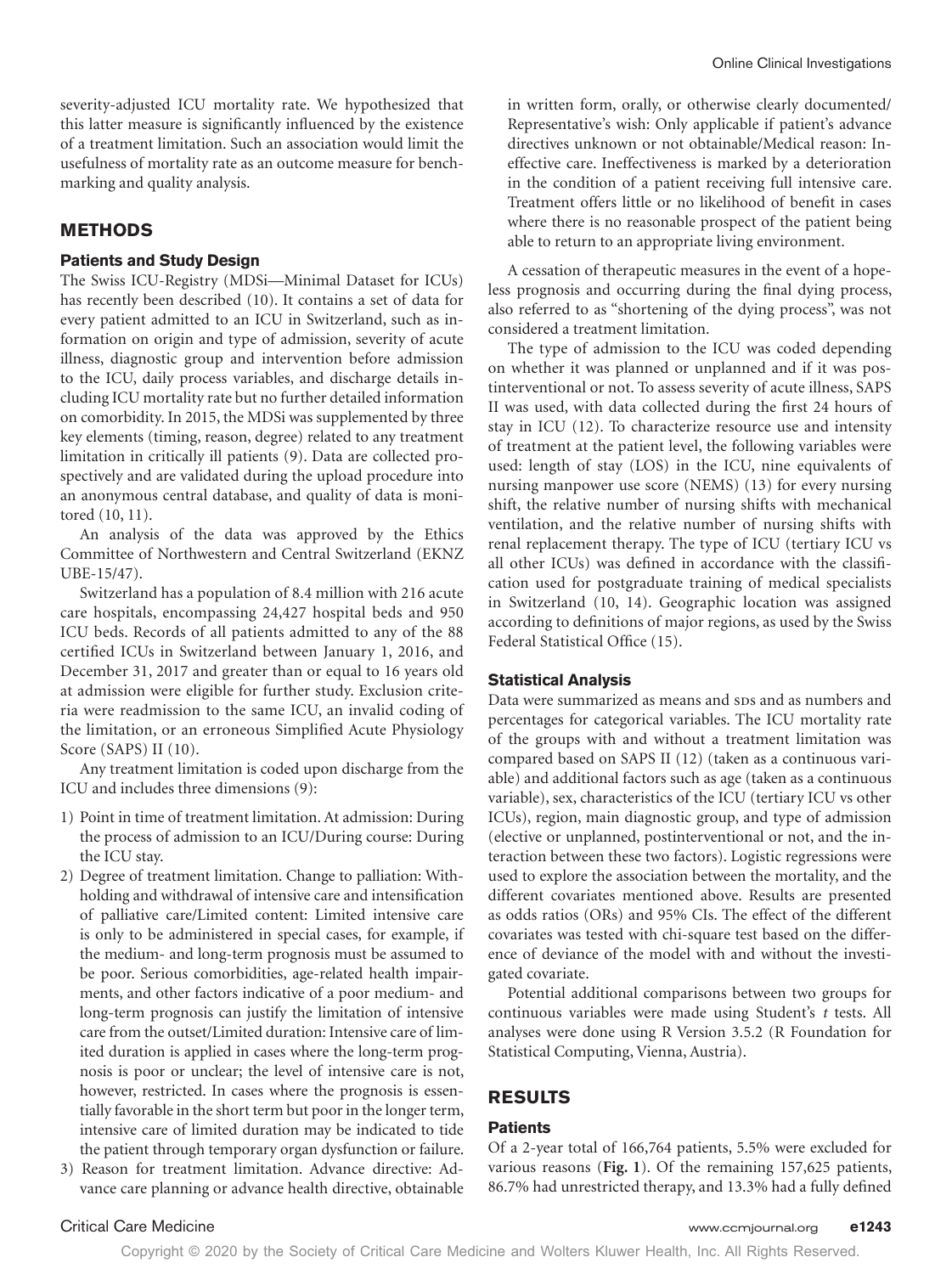severity-adjusted ICU mortality rate. We hypothesized that this latter measure is significantly influenced by the existence of a treatment limitation. Such an association would limit the usefulness of mortality rate as an outcome measure for benchmarking and quality analysis.

## METHODS

### Patients and Study Design

The Swiss ICU-Registry (MDSi—Minimal Dataset for ICUs) has recently been described (10). It contains a set of data for every patient admitted to an ICU in Switzerland, such as information on origin and type of admission, severity of acute illness, diagnostic group and intervention before admission to the ICU, daily process variables, and discharge details including ICU mortality rate but no further detailed information on comorbidity. In 2015, the MDSi was supplemented by three key elements (timing, reason, degree) related to any treatment limitation in critically ill patients (9). Data are collected prospectively and are validated during the upload procedure into an anonymous central database, and quality of data is monitored (10, 11).

An analysis of the data was approved by the Ethics Committee of Northwestern and Central Switzerland (EKNZ UBE-15/47).

Switzerland has a population of 8.4 million with 216 acute care hospitals, encompassing 24,427 hospital beds and 950 ICU beds. Records of all patients admitted to any of the 88 certified ICUs in Switzerland between January 1, 2016, and December 31, 2017 and greater than or equal to 16 years old at admission were eligible for further study. Exclusion criteria were readmission to the same ICU, an invalid coding of the limitation, or an erroneous Simplified Acute Physiology Score (SAPS) II (10).

Any treatment limitation is coded upon discharge from the ICU and includes three dimensions (9):

1) Point in time of treatment limitation. At admission: During the process of admission to an ICU/During course: During the ICU stay.
2) Degree of treatment limitation. Change to palliation: Withholding and withdrawal of intensive care and intensification of palliative care/Limited content: Limited intensive care is only to be administered in special cases, for example, if the medium- and long-term prognosis must be assumed to be poor. Serious comorbidities, age-related health impairments, and other factors indicative of a poor medium- and long-term prognosis can justify the limitation of intensive care from the outset/Limited duration: Intensive care of limited duration is applied in cases where the long-term prognosis is poor or unclear; the level of intensive care is not, however, restricted. In cases where the prognosis is essentially favorable in the short term but poor in the longer term, intensive care of limited duration may be indicated to tide the patient through temporary organ dysfunction or failure.
3) Reason for treatment limitation. Advance directive: Advance care planning or advance health directive, obtainable in written form, orally, or otherwise clearly documented/Representative's wish: Only applicable if patient's advance directives unknown or not obtainable/Medical reason: Ineffective care. Ineffectiveness is marked by a deterioration in the condition of a patient receiving full intensive care. Treatment offers little or no likelihood of benefit in cases where there is no reasonable prospect of the patient being able to return to an appropriate living environment.

A cessation of therapeutic measures in the event of a hopeless prognosis and occurring during the final dying process, also referred to as "shortening of the dying process", was not considered a treatment limitation.

The type of admission to the ICU was coded depending on whether it was planned or unplanned and if it was postinterventional or not. To assess severity of acute illness, SAPS II was used, with data collected during the first 24 hours of stay in ICU (12). To characterize resource use and intensity of treatment at the patient level, the following variables were used: length of stay (LOS) in the ICU, nine equivalents of nursing manpower use score (NEMS) (13) for every nursing shift, the relative number of nursing shifts with mechanical ventilation, and the relative number of nursing shifts with renal replacement therapy. The type of ICU (tertiary ICU vs all other ICUs) was defined in accordance with the classification used for postgraduate training of medical specialists in Switzerland (10, 14). Geographic location was assigned according to definitions of major regions, as used by the Swiss Federal Statistical Office (15).

### Statistical Analysis

Data were summarized as means and SDs and as numbers and percentages for categorical variables. The ICU mortality rate of the groups with and without a treatment limitation was compared based on SAPS II (12) (taken as a continuous variable) and additional factors such as age (taken as a continuous variable), sex, characteristics of the ICU (tertiary ICU vs other ICUs), region, main diagnostic group, and type of admission (elective or unplanned, postinterventional or not, and the interaction between these two factors). Logistic regressions were used to explore the association between the mortality, and the different covariates mentioned above. Results are presented as odds ratios (ORs) and 95% CIs. The effect of the different covariates was tested with chi-square test based on the difference of deviance of the model with and without the investigated covariate.

Potential additional comparisons between two groups for continuous variables were made using Student's *t* tests. All analyses were done using R Version 3.5.2 (R Foundation for Statistical Computing, Vienna, Austria).

## RESULTS

### Patients

Of a 2-year total of 166,764 patients, 5.5% were excluded for various reasons (**Fig. 1**). Of the remaining 157,625 patients, 86.7% had unrestricted therapy, and 13.3% had a fully defined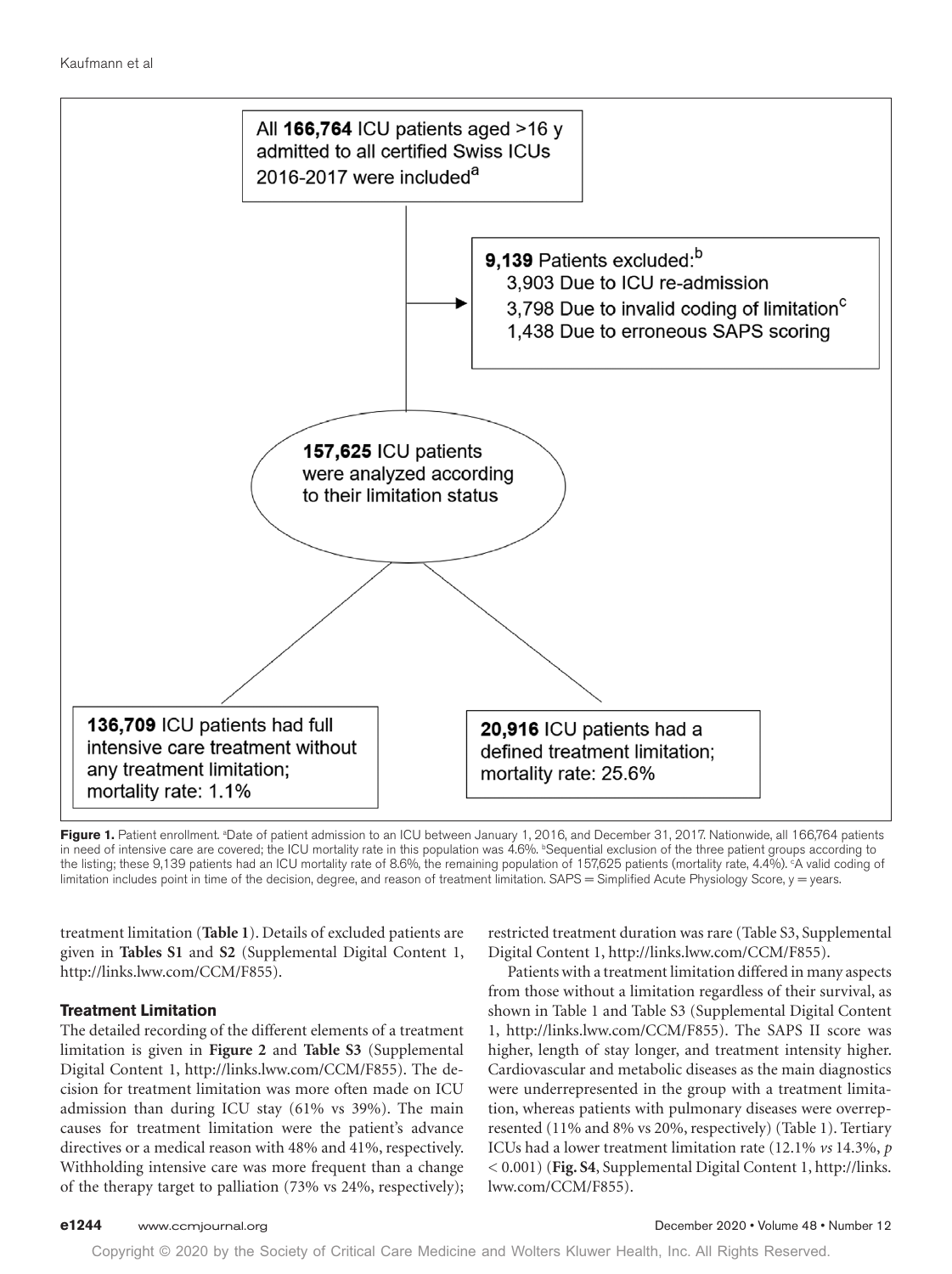All **166,764** ICU patients aged >16 y admitted to all certified Swiss ICUs 2016-2017 were included[a]

**9,139** Patients excluded:[b]
- 3,903 Due to ICU re-admission
- 3,798 Due to invalid coding of limitation[c]
- 1,438 Due to erroneous SAPS scoring

**157,625** ICU patients were analyzed according to their limitation status

**136,709** ICU patients had full intensive care treatment without any treatment limitation; mortality rate: 1.1%

**20,916** ICU patients had a defined treatment limitation; mortality rate: 25.6%

**Figure 1.** Patient enrollment. [a]Date of patient admission to an ICU between January 1, 2016, and December 31, 2017. Nationwide, all 166,764 patients in need of intensive care are covered; the ICU mortality rate in this population was 4.6%. [b]Sequential exclusion of the three patient groups according to the listing; these 9,139 patients had an ICU mortality rate of 8.6%, the remaining population of 157,625 patients (mortality rate, 4.4%). [c]A valid coding of limitation includes point in time of the decision, degree, and reason of treatment limitation. SAPS = Simplified Acute Physiology Score, y = years.

treatment limitation (**Table 1**). Details of excluded patients are given in **Tables S1** and **S2** (Supplemental Digital Content 1, http://links.lww.com/CCM/F855).

### Treatment Limitation

The detailed recording of the different elements of a treatment limitation is given in **Figure 2** and **Table S3** (Supplemental Digital Content 1, http://links.lww.com/CCM/F855). The decision for treatment limitation was more often made on ICU admission than during ICU stay (61% vs 39%). The main causes for treatment limitation were the patient's advance directives or a medical reason with 48% and 41%, respectively. Withholding intensive care was more frequent than a change of the therapy target to palliation (73% vs 24%, respectively); restricted treatment duration was rare (Table S3, Supplemental Digital Content 1, http://links.lww.com/CCM/F855).

Patients with a treatment limitation differed in many aspects from those without a limitation regardless of their survival, as shown in Table 1 and Table S3 (Supplemental Digital Content 1, http://links.lww.com/CCM/F855). The SAPS II score was higher, length of stay longer, and treatment intensity higher. Cardiovascular and metabolic diseases as the main diagnostics were underrepresented in the group with a treatment limitation, whereas patients with pulmonary diseases were overrepresented (11% and 8% vs 20%, respectively) (Table 1). Tertiary ICUs had a lower treatment limitation rate (12.1% *vs* 14.3%, $p < 0.001$) (**Fig. S4**, Supplemental Digital Content 1, http://links.lww.com/CCM/F855).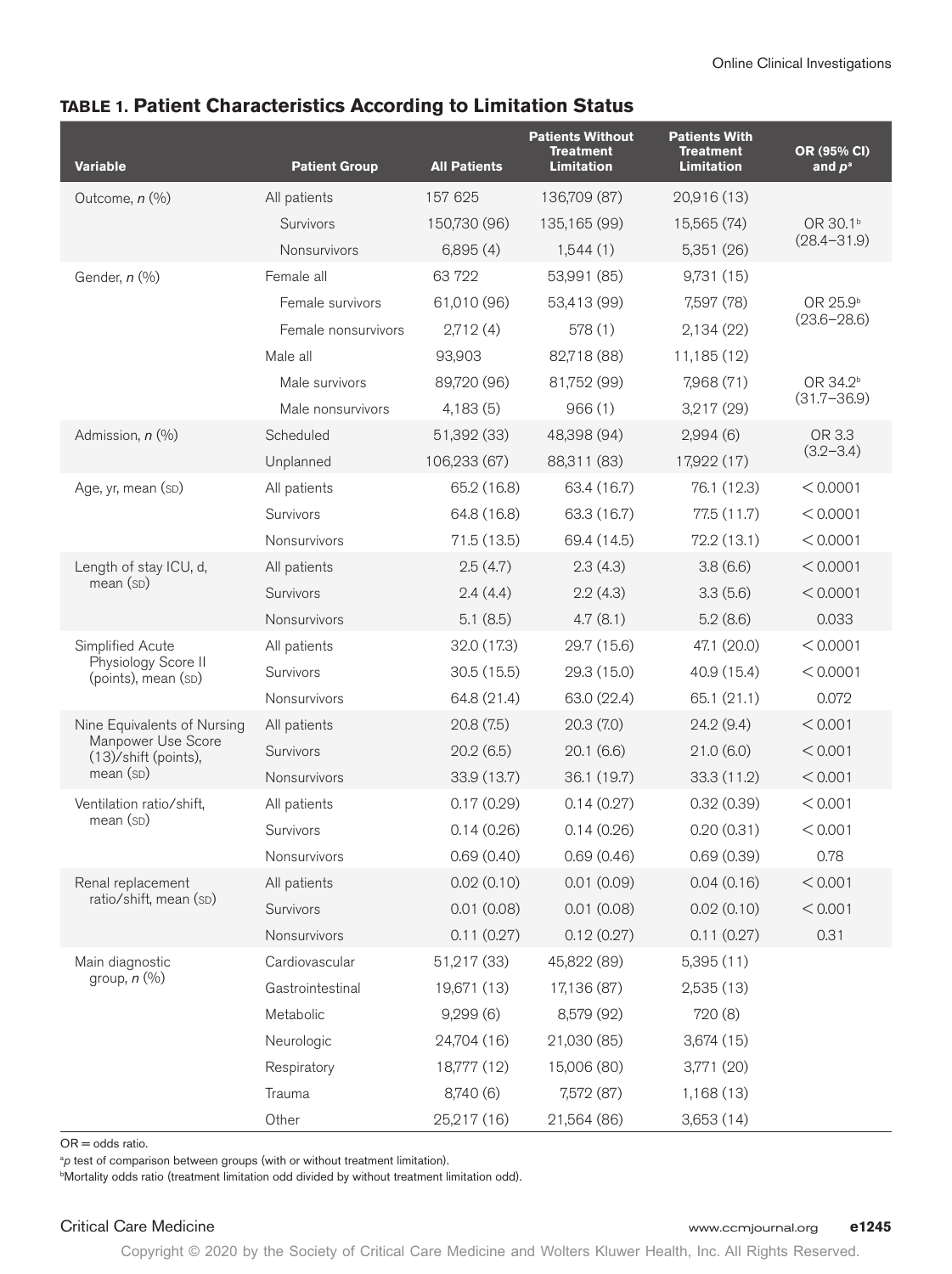**TABLE 1. Patient Characteristics According to Limitation Status**

| Variable | Patient Group | All Patients | Patients Without Treatment Limitation | Patients With Treatment Limitation | OR (95% CI) and *p*[a] |
|---|---|---|---|---|---|
| Outcome, *n* (%) | All patients | 157 625 | 136,709 (87) | 20,916 (13) | |
| | Survivors | 150,730 (96) | 135,165 (99) | 15,565 (74) | OR 30.1[b] (28.4–31.9) |
| | Nonsurvivors | 6,895 (4) | 1,544 (1) | 5,351 (26) | |
| Gender, *n* (%) | Female all | 63 722 | 53,991 (85) | 9,731 (15) | |
| | Female survivors | 61,010 (96) | 53,413 (99) | 7,597 (78) | OR 25.9[b] (23.6–28.6) |
| | Female nonsurvivors | 2,712 (4) | 578 (1) | 2,134 (22) | |
| | Male all | 93,903 | 82,718 (88) | 11,185 (12) | |
| | Male survivors | 89,720 (96) | 81,752 (99) | 7,968 (71) | OR 34.2[b] (31.7–36.9) |
| | Male nonsurvivors | 4,183 (5) | 966 (1) | 3,217 (29) | |
| Admission, *n* (%) | Scheduled | 51,392 (33) | 48,398 (94) | 2,994 (6) | OR 3.3 (3.2–3.4) |
| | Unplanned | 106,233 (67) | 88,311 (83) | 17,922 (17) | |
| Age, yr, mean (SD) | All patients | 65.2 (16.8) | 63.4 (16.7) | 76.1 (12.3) | < 0.0001 |
| | Survivors | 64.8 (16.8) | 63.3 (16.7) | 77.5 (11.7) | < 0.0001 |
| | Nonsurvivors | 71.5 (13.5) | 69.4 (14.5) | 72.2 (13.1) | < 0.0001 |
| Length of stay ICU, d, mean (SD) | All patients | 2.5 (4.7) | 2.3 (4.3) | 3.8 (6.6) | < 0.0001 |
| | Survivors | 2.4 (4.4) | 2.2 (4.3) | 3.3 (5.6) | < 0.0001 |
| | Nonsurvivors | 5.1 (8.5) | 4.7 (8.1) | 5.2 (8.6) | 0.033 |
| Simplified Acute Physiology Score II (points), mean (SD) | All patients | 32.0 (17.3) | 29.7 (15.6) | 47.1 (20.0) | < 0.0001 |
| | Survivors | 30.5 (15.5) | 29.3 (15.0) | 40.9 (15.4) | < 0.0001 |
| | Nonsurvivors | 64.8 (21.4) | 63.0 (22.4) | 65.1 (21.1) | 0.072 |
| Nine Equivalents of Nursing Manpower Use Score (13)/shift (points), mean (SD) | All patients | 20.8 (7.5) | 20.3 (7.0) | 24.2 (9.4) | < 0.001 |
| | Survivors | 20.2 (6.5) | 20.1 (6.6) | 21.0 (6.0) | < 0.001 |
| | Nonsurvivors | 33.9 (13.7) | 36.1 (19.7) | 33.3 (11.2) | < 0.001 |
| Ventilation ratio/shift, mean (SD) | All patients | 0.17 (0.29) | 0.14 (0.27) | 0.32 (0.39) | < 0.001 |
| | Survivors | 0.14 (0.26) | 0.14 (0.26) | 0.20 (0.31) | < 0.001 |
| | Nonsurvivors | 0.69 (0.40) | 0.69 (0.46) | 0.69 (0.39) | 0.78 |
| Renal replacement ratio/shift, mean (SD) | All patients | 0.02 (0.10) | 0.01 (0.09) | 0.04 (0.16) | < 0.001 |
| | Survivors | 0.01 (0.08) | 0.01 (0.08) | 0.02 (0.10) | < 0.001 |
| | Nonsurvivors | 0.11 (0.27) | 0.12 (0.27) | 0.11 (0.27) | 0.31 |
| Main diagnostic group, *n* (%) | Cardiovascular | 51,217 (33) | 45,822 (89) | 5,395 (11) | |
| | Gastrointestinal | 19,671 (13) | 17,136 (87) | 2,535 (13) | |
| | Metabolic | 9,299 (6) | 8,579 (92) | 720 (8) | |
| | Neurologic | 24,704 (16) | 21,030 (85) | 3,674 (15) | |
| | Respiratory | 18,777 (12) | 15,006 (80) | 3,771 (20) | |
| | Trauma | 8,740 (6) | 7,572 (87) | 1,168 (13) | |
| | Other | 25,217 (16) | 21,564 (86) | 3,653 (14) | |

OR = odds ratio.

[a]*p* test of comparison between groups (with or without treatment limitation).

[b]Mortality odds ratio (treatment limitation odd divided by without treatment limitation odd).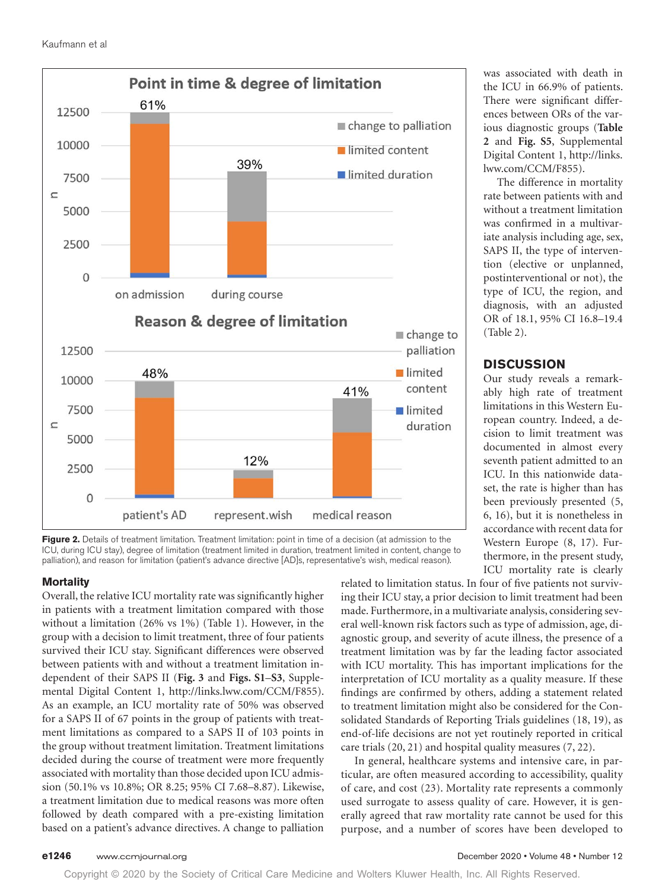Figure 2. Details of treatment limitation. Treatment limitation: point in time of a decision (at admission to the ICU, during ICU stay), degree of limitation (treatment limited in duration, treatment limited in content, change to palliation), and reason for limitation (patient's advance directive [AD]s, representative's wish, medical reason).

### Mortality

Overall, the relative ICU mortality rate was significantly higher in patients with a treatment limitation compared with those without a limitation (26% vs 1%) (Table 1). However, in the group with a decision to limit treatment, three of four patients survived their ICU stay. Significant differences were observed between patients with and without a treatment limitation independent of their SAPS II (**Fig. 3** and **Figs. S1–S3**, Supplemental Digital Content 1, http://links.lww.com/CCM/F855). As an example, an ICU mortality rate of 50% was observed for a SAPS II of 67 points in the group of patients with treatment limitations as compared to a SAPS II of 103 points in the group without treatment limitation. Treatment limitations decided during the course of treatment were more frequently associated with mortality than those decided upon ICU admission (50.1% vs 10.8%; OR 8.25; 95% CI 7.68–8.87). Likewise, a treatment limitation due to medical reasons was more often followed by death compared with a pre-existing limitation based on a patient's advance directives. A change to palliation was associated with death in the ICU in 66.9% of patients. There were significant differences between ORs of the various diagnostic groups (**Table 2** and **Fig. S5**, Supplemental Digital Content 1, http://links.lww.com/CCM/F855).

The difference in mortality rate between patients with and without a treatment limitation was confirmed in a multivariate analysis including age, sex, SAPS II, the type of intervention (elective or unplanned, postinterventional or not), the type of ICU, the region, and diagnosis, with an adjusted OR of 18.1, 95% CI 16.8–19.4 (Table 2).

## DISCUSSION

Our study reveals a remarkably high rate of treatment limitations in this Western European country. Indeed, a decision to limit treatment was documented in almost every seventh patient admitted to an ICU. In this nationwide dataset, the rate is higher than has been previously presented (5, 6, 16), but it is nonetheless in accordance with recent data for Western Europe (8, 17). Furthermore, in the present study, ICU mortality rate is clearly related to limitation status. In four of five patients not surviving their ICU stay, a prior decision to limit treatment had been made. Furthermore, in a multivariate analysis, considering several well-known risk factors such as type of admission, age, diagnostic group, and severity of acute illness, the presence of a treatment limitation was by far the leading factor associated with ICU mortality. This has important implications for the interpretation of ICU mortality as a quality measure. If these findings are confirmed by others, adding a statement related to treatment limitation might also be considered for the Consolidated Standards of Reporting Trials guidelines (18, 19), as end-of-life decisions are not yet routinely reported in critical care trials (20, 21) and hospital quality measures (7, 22).

In general, healthcare systems and intensive care, in particular, are often measured according to accessibility, quality of care, and cost (23). Mortality rate represents a commonly used surrogate to assess quality of care. However, it is generally agreed that raw mortality rate cannot be used for this purpose, and a number of scores have been developed to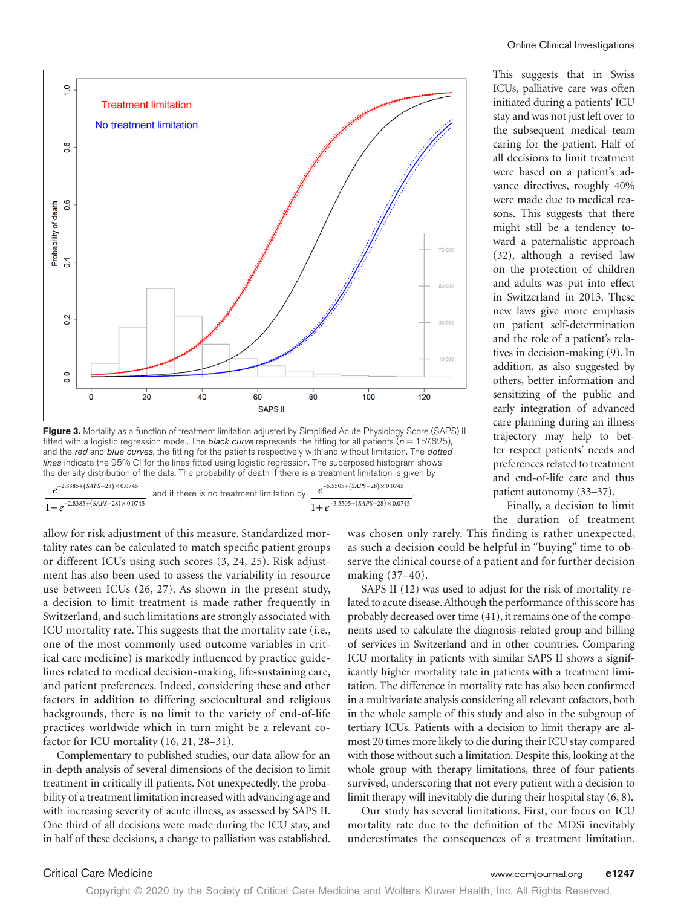Figure 3. Mortality as a function of treatment limitation adjusted by Simplified Acute Physiology Score (SAPS) II fitted with a logistic regression model. The *black curve* represents the fitting for all patients ($n$ = 157,625), and the *red* and *blue curves*, the fitting for the patients respectively with and without limitation. The *dotted lines* indicate the 95% CI for the lines fitted using logistic regression. The superposed histogram shows the density distribution of the data. The probability of death if there is a treatment limitation is given by $\frac{e^{-2.8385+(SAPS-28)\times 0.0745}}{1+e^{-2.8385+(SAPS-28)\times 0.0745}}$, and if there is no treatment limitation by $\frac{e^{-5.5505+(SAPS-28)\times 0.0745}}{1+e^{-5.5505+(SAPS-28)\times 0.0745}}$.

allow for risk adjustment of this measure. Standardized mortality rates can be calculated to match specific patient groups or different ICUs using such scores (3, 24, 25). Risk adjustment has also been used to assess the variability in resource use between ICUs (26, 27). As shown in the present study, a decision to limit treatment is made rather frequently in Switzerland, and such limitations are strongly associated with ICU mortality rate. This suggests that the mortality rate (i.e., one of the most commonly used outcome variables in critical care medicine) is markedly influenced by practice guidelines related to medical decision-making, life-sustaining care, and patient preferences. Indeed, considering these and other factors in addition to differing sociocultural and religious backgrounds, there is no limit to the variety of end-of-life practices worldwide which in turn might be a relevant cofactor for ICU mortality (16, 21, 28–31).

Complementary to published studies, our data allow for an in-depth analysis of several dimensions of the decision to limit treatment in critically ill patients. Not unexpectedly, the probability of a treatment limitation increased with advancing age and with increasing severity of acute illness, as assessed by SAPS II. One third of all decisions were made during the ICU stay, and in half of these decisions, a change to palliation was established. This suggests that in Swiss ICUs, palliative care was often initiated during a patients' ICU stay and was not just left over to the subsequent medical team caring for the patient. Half of all decisions to limit treatment were based on a patient's advance directives, roughly 40% were made due to medical reasons. This suggests that there might still be a tendency toward a paternalistic approach (32), although a revised law on the protection of children and adults was put into effect in Switzerland in 2013. These new laws give more emphasis on patient self-determination and the role of a patient's relatives in decision-making (9). In addition, as also suggested by others, better information and sensitizing of the public and early integration of advanced care planning during an illness trajectory may help to better respect patients' needs and preferences related to treatment and end-of-life care and thus patient autonomy (33–37).

Finally, a decision to limit the duration of treatment was chosen only rarely. This finding is rather unexpected, as such a decision could be helpful in "buying" time to observe the clinical course of a patient and for further decision making (37–40).

SAPS II (12) was used to adjust for the risk of mortality related to acute disease. Although the performance of this score has probably decreased over time (41), it remains one of the components used to calculate the diagnosis-related group and billing of services in Switzerland and in other countries. Comparing ICU mortality in patients with similar SAPS II shows a significantly higher mortality rate in patients with a treatment limitation. The difference in mortality rate has also been confirmed in a multivariate analysis considering all relevant cofactors, both in the whole sample of this study and also in the subgroup of tertiary ICUs. Patients with a decision to limit therapy are almost 20 times more likely to die during their ICU stay compared with those without such a limitation. Despite this, looking at the whole group with therapy limitations, three of four patients survived, underscoring that not every patient with a decision to limit therapy will inevitably die during their hospital stay (6, 8).

Our study has several limitations. First, our focus on ICU mortality rate due to the definition of the MDSi inevitably underestimates the consequences of a treatment limitation.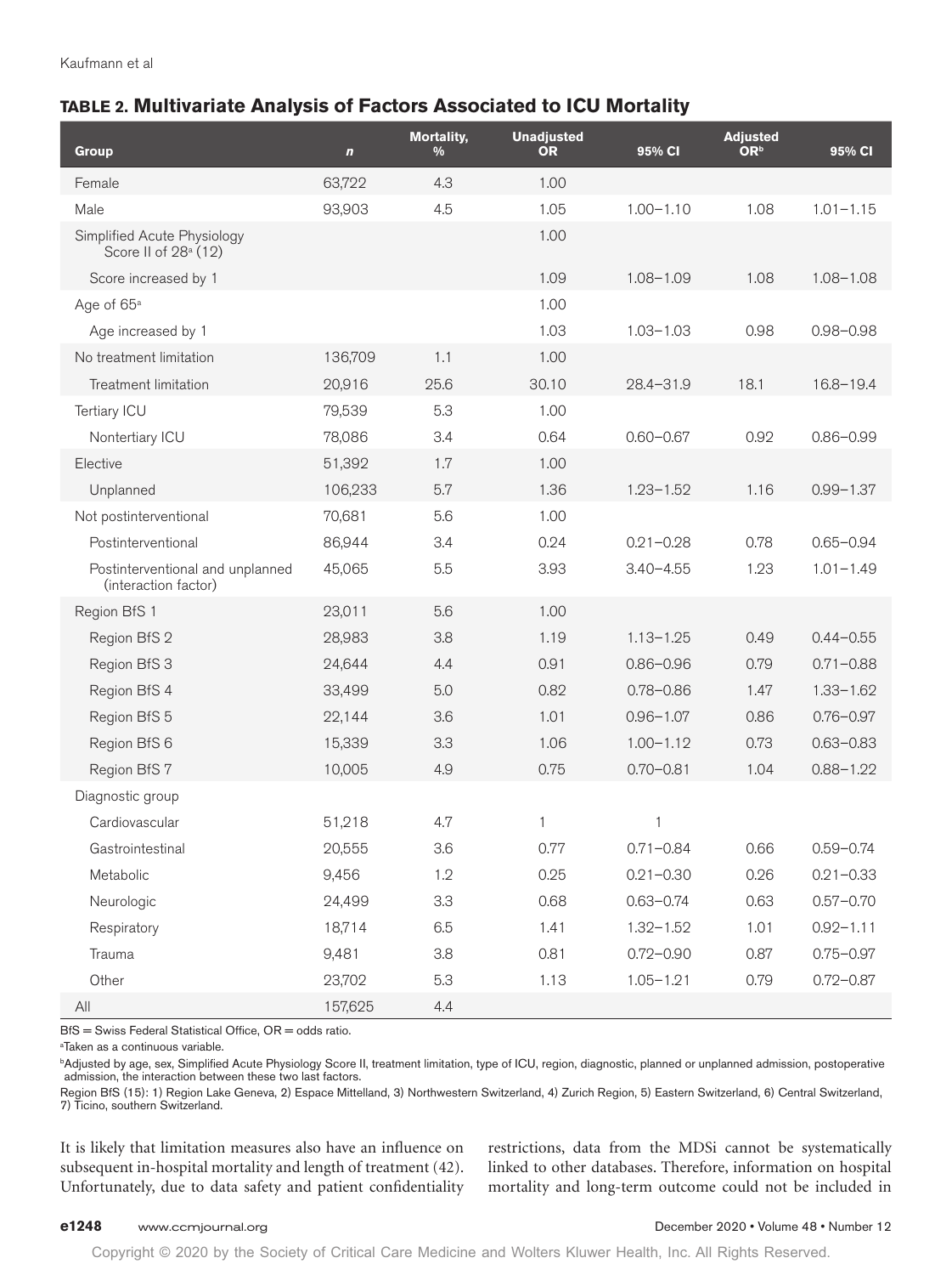**TABLE 2. Multivariate Analysis of Factors Associated to ICU Mortality**

| Group | n | Mortality, % | Unadjusted OR | 95% CI | Adjusted OR[b] | 95% CI |
|---|---|---|---|---|---|---|
| Female | 63,722 | 4.3 | 1.00 | | | |
| Male | 93,903 | 4.5 | 1.05 | 1.00–1.10 | 1.08 | 1.01–1.15 |
| Simplified Acute Physiology Score II of 28[a] (12) | | | 1.00 | | | |
| Score increased by 1 | | | 1.09 | 1.08–1.09 | 1.08 | 1.08–1.08 |
| Age of 65[a] | | | 1.00 | | | |
| Age increased by 1 | | | 1.03 | 1.03–1.03 | 0.98 | 0.98–0.98 |
| No treatment limitation | 136,709 | 1.1 | 1.00 | | | |
| Treatment limitation | 20,916 | 25.6 | 30.10 | 28.4–31.9 | 18.1 | 16.8–19.4 |
| Tertiary ICU | 79,539 | 5.3 | 1.00 | | | |
| Nontertiary ICU | 78,086 | 3.4 | 0.64 | 0.60–0.67 | 0.92 | 0.86–0.99 |
| Elective | 51,392 | 1.7 | 1.00 | | | |
| Unplanned | 106,233 | 5.7 | 1.36 | 1.23–1.52 | 1.16 | 0.99–1.37 |
| Not postinterventional | 70,681 | 5.6 | 1.00 | | | |
| Postinterventional | 86,944 | 3.4 | 0.24 | 0.21–0.28 | 0.78 | 0.65–0.94 |
| Postinterventional and unplanned (interaction factor) | 45,065 | 5.5 | 3.93 | 3.40–4.55 | 1.23 | 1.01–1.49 |
| Region BfS 1 | 23,011 | 5.6 | 1.00 | | | |
| Region BfS 2 | 28,983 | 3.8 | 1.19 | 1.13–1.25 | 0.49 | 0.44–0.55 |
| Region BfS 3 | 24,644 | 4.4 | 0.91 | 0.86–0.96 | 0.79 | 0.71–0.88 |
| Region BfS 4 | 33,499 | 5.0 | 0.82 | 0.78–0.86 | 1.47 | 1.33–1.62 |
| Region BfS 5 | 22,144 | 3.6 | 1.01 | 0.96–1.07 | 0.86 | 0.76–0.97 |
| Region BfS 6 | 15,339 | 3.3 | 1.06 | 1.00–1.12 | 0.73 | 0.63–0.83 |
| Region BfS 7 | 10,005 | 4.9 | 0.75 | 0.70–0.81 | 1.04 | 0.88–1.22 |
| Diagnostic group | | | | | | |
| Cardiovascular | 51,218 | 4.7 | 1 | 1 | | |
| Gastrointestinal | 20,555 | 3.6 | 0.77 | 0.71–0.84 | 0.66 | 0.59–0.74 |
| Metabolic | 9,456 | 1.2 | 0.25 | 0.21–0.30 | 0.26 | 0.21–0.33 |
| Neurologic | 24,499 | 3.3 | 0.68 | 0.63–0.74 | 0.63 | 0.57–0.70 |
| Respiratory | 18,714 | 6.5 | 1.41 | 1.32–1.52 | 1.01 | 0.92–1.11 |
| Trauma | 9,481 | 3.8 | 0.81 | 0.72–0.90 | 0.87 | 0.75–0.97 |
| Other | 23,702 | 5.3 | 1.13 | 1.05–1.21 | 0.79 | 0.72–0.87 |
| All | 157,625 | 4.4 | | | | |

BfS = Swiss Federal Statistical Office, OR = odds ratio.

[a]Taken as a continuous variable.

[b]Adjusted by age, sex, Simplified Acute Physiology Score II, treatment limitation, type of ICU, region, diagnostic, planned or unplanned admission, postoperative admission, the interaction between these two last factors.

Region BfS (15): 1) Region Lake Geneva, 2) Espace Mittelland, 3) Northwestern Switzerland, 4) Zurich Region, 5) Eastern Switzerland, 6) Central Switzerland, 7) Ticino, southern Switzerland.

It is likely that limitation measures also have an influence on subsequent in-hospital mortality and length of treatment (42). Unfortunately, due to data safety and patient confidentiality restrictions, data from the MDSi cannot be systematically linked to other databases. Therefore, information on hospital mortality and long-term outcome could not be included in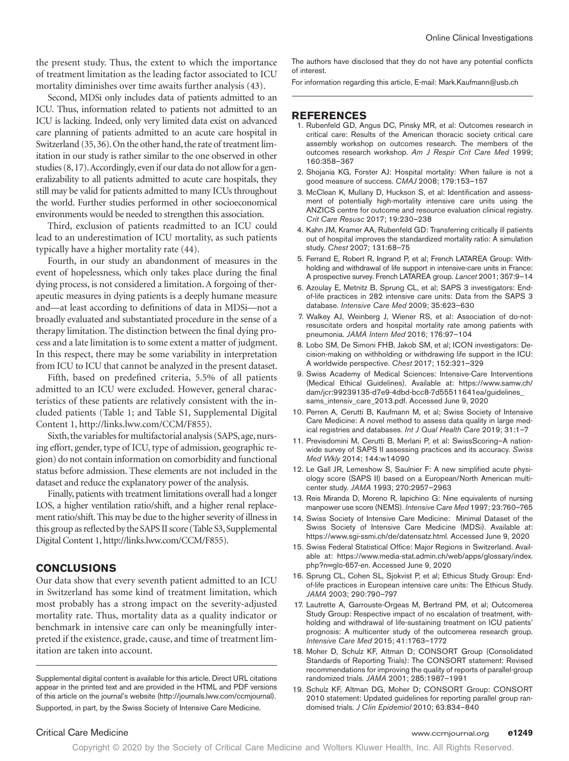the present study. Thus, the extent to which the importance of treatment limitation as the leading factor associated to ICU mortality diminishes over time awaits further analysis (43).

Second, MDSi only includes data of patients admitted to an ICU. Thus, information related to patients not admitted to an ICU is lacking. Indeed, only very limited data exist on advanced care planning of patients admitted to an acute care hospital in Switzerland (35, 36). On the other hand, the rate of treatment limitation in our study is rather similar to the one observed in other studies (8, 17). Accordingly, even if our data do not allow for a generalizability to all patients admitted to acute care hospitals, they still may be valid for patients admitted to many ICUs throughout the world. Further studies performed in other socioeconomical environments would be needed to strengthen this association.

Third, exclusion of patients readmitted to an ICU could lead to an underestimation of ICU mortality, as such patients typically have a higher mortality rate (44).

Fourth, in our study an abandonment of measures in the event of hopelessness, which only takes place during the final dying process, is not considered a limitation. A forgoing of therapeutic measures in dying patients is a deeply humane measure and—at least according to definitions of data in MDSi—not a broadly evaluated and substantiated procedure in the sense of a therapy limitation. The distinction between the final dying process and a late limitation is to some extent a matter of judgment. In this respect, there may be some variability in interpretation from ICU to ICU that cannot be analyzed in the present dataset.

Fifth, based on predefined criteria, 5.5% of all patients admitted to an ICU were excluded. However, general characteristics of these patients are relatively consistent with the included patients (Table 1; and Table S1, Supplemental Digital Content 1, http://links.lww.com/CCM/F855).

Sixth, the variables for multifactorial analysis (SAPS, age, nursing effort, gender, type of ICU, type of admission, geographic region) do not contain information on comorbidity and functional status before admission. These elements are not included in the dataset and reduce the explanatory power of the analysis.

Finally, patients with treatment limitations overall had a longer LOS, a higher ventilation ratio/shift, and a higher renal replacement ratio/shift. This may be due to the higher severity of illness in this group as reflected by the SAPS II score (Table S3, Supplemental Digital Content 1, http://links.lww.com/CCM/F855).

## CONCLUSIONS

Our data show that every seventh patient admitted to an ICU in Switzerland has some kind of treatment limitation, which most probably has a strong impact on the severity-adjusted mortality rate. Thus, mortality data as a quality indicator or benchmark in intensive care can only be meaningfully interpreted if the existence, grade, cause, and time of treatment limitation are taken into account.

---

Supplemental digital content is available for this article. Direct URL citations appear in the printed text and are provided in the HTML and PDF versions of this article on the journal's website (http://journals.lww.com/ccmjournal).

Supported, in part, by the Swiss Society of Intensive Care Medicine.

The authors have disclosed that they do not have any potential conflicts of interest.

For information regarding this article, E-mail: Mark.Kaufmann@usb.ch

## REFERENCES

1. Rubenfeld GD, Angus DC, Pinsky MR, et al: Outcomes research in critical care: Results of the American thoracic society critical care assembly workshop on outcomes research. The members of the outcomes research workshop. *Am J Respir Crit Care Med* 1999; 160:358–367
2. Shojania KG, Forster AJ: Hospital mortality: When failure is not a good measure of success. *CMAJ* 2008; 179:153–157
3. McClean K, Mullany D, Huckson S, et al: Identification and assessment of potentially high-mortality intensive care units using the ANZICS centre for outcome and resource evaluation clinical registry. *Crit Care Resusc* 2017; 19:230–238
4. Kahn JM, Kramer AA, Rubenfeld GD: Transferring critically ill patients out of hospital improves the standardized mortality ratio: A simulation study. *Chest* 2007; 131:68–75
5. Ferrand E, Robert R, Ingrand P, et al; French LATAREA Group: Withholding and withdrawal of life support in intensive-care units in France: A prospective survey. French LATAREA group. *Lancet* 2001; 357:9–14
6. Azoulay E, Metnitz B, Sprung CL, et al; SAPS 3 investigators: End-of-life practices in 282 intensive care units: Data from the SAPS 3 database. *Intensive Care Med* 2009; 35:623–630
7. Walkey AJ, Weinberg J, Wiener RS, et al: Association of do-not-resuscitate orders and hospital mortality rate among patients with pneumonia. *JAMA Intern Med* 2016; 176:97–104
8. Lobo SM, De Simoni FHB, Jakob SM, et al; ICON investigators: Decision-making on withholding or withdrawing life support in the ICU: A worldwide perspective. *Chest* 2017; 152:321–329
9. Swiss Academy of Medical Sciences: Intensive-Care Interventions (Medical Ethical Guidelines). Available at: https://www.samw.ch/dam/jcr:99239135-d7e9-4dbd-bcc8-7d55511641ea/guidelines_sams_intensiv_care_2013.pdf. Accessed June 9, 2020
10. Perren A, Cerutti B, Kaufmann M, et al; Swiss Society of Intensive Care Medicine: A novel method to assess data quality in large medical registries and databases. *Int J Qual Health Care* 2019; 31:1–7
11. Previsdomini M, Cerutti B, Merlani P, et al: SwissScoring–A nationwide survey of SAPS II assessing practices and its accuracy. *Swiss Med Wkly* 2014; 144:w14090
12. Le Gall JR, Lemeshow S, Saulnier F: A new simplified acute physiology score (SAPS II) based on a European/North American multicenter study. *JAMA* 1993; 270:2957–2963
13. Reis Miranda D, Moreno R, Iapichino G: Nine equivalents of nursing manpower use score (NEMS). *Intensive Care Med* 1997; 23:760–765
14. Swiss Society of Intensive Care Medicine: Minimal Dataset of the Swiss Society of Intensive Care Medicine (MDSi). Available at: https://www.sgi-ssmi.ch/de/datensatz.html. Accessed June 9, 2020
15. Swiss Federal Statistical Office: Major Regions in Switzerland. Available at: https://www.media-stat.admin.ch/web/apps/glossary/index.php?n=glo-657-en. Accessed June 9, 2020
16. Sprung CL, Cohen SL, Sjokvist P, et al; Ethicus Study Group: End-of-life practices in European intensive care units: The Ethicus Study. *JAMA* 2003; 290:790–797
17. Lautrette A, Garrouste-Orgeas M, Bertrand PM, et al; Outcomerea Study Group: Respective impact of no escalation of treatment, withholding and withdrawal of life-sustaining treatment on ICU patients' prognosis: A multicenter study of the outcomerea research group. *Intensive Care Med* 2015; 41:1763–1772
18. Moher D, Schulz KF, Altman D; CONSORT Group (Consolidated Standards of Reporting Trials): The CONSORT statement: Revised recommendations for improving the quality of reports of parallel-group randomized trials. *JAMA* 2001; 285:1987–1991
19. Schulz KF, Altman DG, Moher D; CONSORT Group: CONSORT 2010 statement: Updated guidelines for reporting parallel group randomised trials. *J Clin Epidemiol* 2010; 63:834–840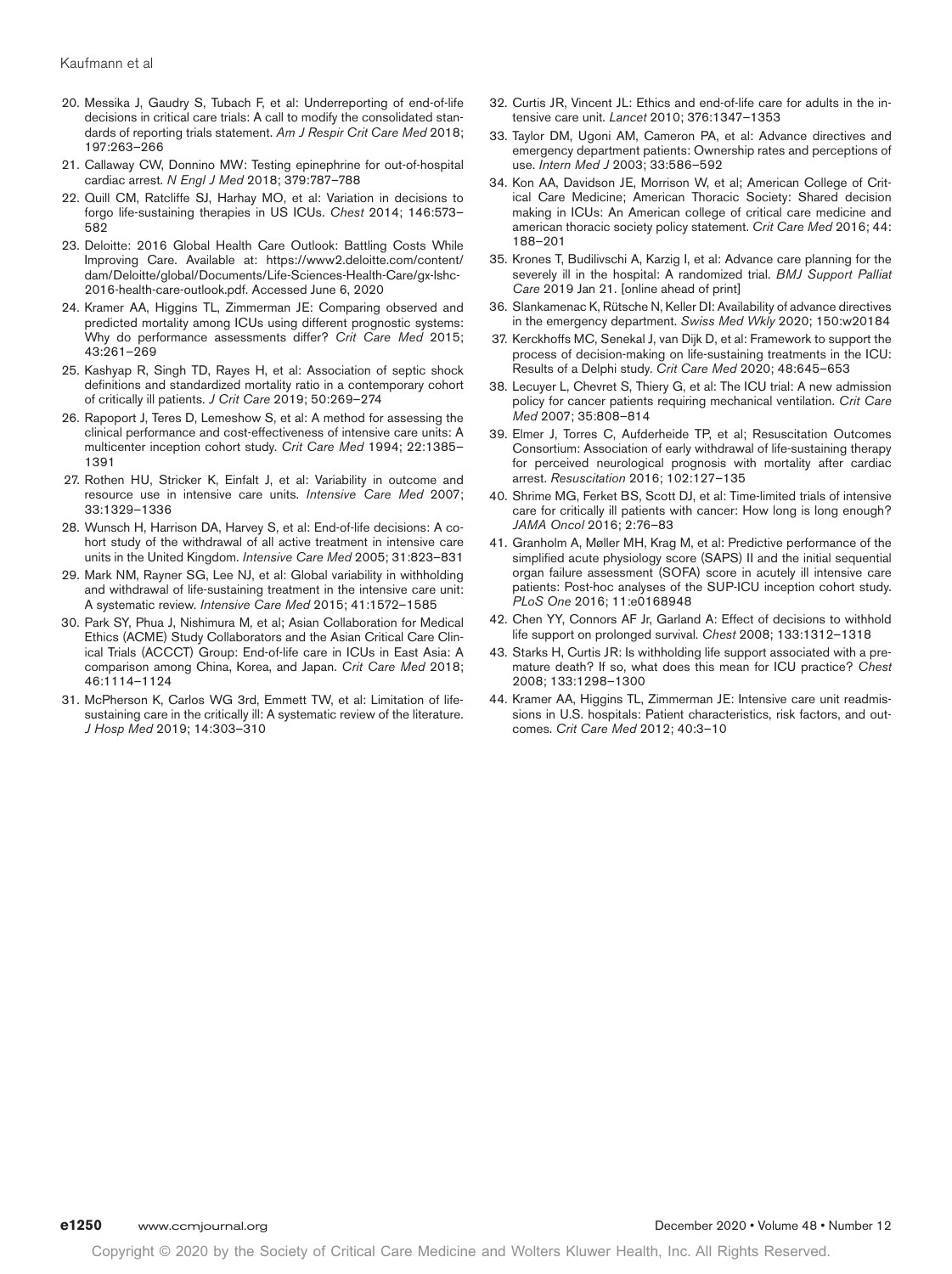20. Messika J, Gaudry S, Tubach F, et al: Underreporting of end-of-life decisions in critical care trials: A call to modify the consolidated standards of reporting trials statement. *Am J Respir Crit Care Med* 2018; 197:263–266
21. Callaway CW, Donnino MW: Testing epinephrine for out-of-hospital cardiac arrest. *N Engl J Med* 2018; 379:787–788
22. Quill CM, Ratcliffe SJ, Harhay MO, et al: Variation in decisions to forgo life-sustaining therapies in US ICUs. *Chest* 2014; 146:573–582
23. Deloitte: 2016 Global Health Care Outlook: Battling Costs While Improving Care. Available at: https://www2.deloitte.com/content/dam/Deloitte/global/Documents/Life-Sciences-Health-Care/gx-lshc-2016-health-care-outlook.pdf. Accessed June 6, 2020
24. Kramer AA, Higgins TL, Zimmerman JE: Comparing observed and predicted mortality among ICUs using different prognostic systems: Why do performance assessments differ? *Crit Care Med* 2015; 43:261–269
25. Kashyap R, Singh TD, Rayes H, et al: Association of septic shock definitions and standardized mortality ratio in a contemporary cohort of critically ill patients. *J Crit Care* 2019; 50:269–274
26. Rapoport J, Teres D, Lemeshow S, et al: A method for assessing the clinical performance and cost-effectiveness of intensive care units: A multicenter inception cohort study. *Crit Care Med* 1994; 22:1385–1391
27. Rothen HU, Stricker K, Einfalt J, et al: Variability in outcome and resource use in intensive care units. *Intensive Care Med* 2007; 33:1329–1336
28. Wunsch H, Harrison DA, Harvey S, et al: End-of-life decisions: A cohort study of the withdrawal of all active treatment in intensive care units in the United Kingdom. *Intensive Care Med* 2005; 31:823–831
29. Mark NM, Rayner SG, Lee NJ, et al: Global variability in withholding and withdrawal of life-sustaining treatment in the intensive care unit: A systematic review. *Intensive Care Med* 2015; 41:1572–1585
30. Park SY, Phua J, Nishimura M, et al; Asian Collaboration for Medical Ethics (ACME) Study Collaborators and the Asian Critical Care Clinical Trials (ACCCT) Group: End-of-life care in ICUs in East Asia: A comparison among China, Korea, and Japan. *Crit Care Med* 2018; 46:1114–1124
31. McPherson K, Carlos WG 3rd, Emmett TW, et al: Limitation of life-sustaining care in the critically ill: A systematic review of the literature. *J Hosp Med* 2019; 14:303–310
32. Curtis JR, Vincent JL: Ethics and end-of-life care for adults in the intensive care unit. *Lancet* 2010; 376:1347–1353
33. Taylor DM, Ugoni AM, Cameron PA, et al: Advance directives and emergency department patients: Ownership rates and perceptions of use. *Intern Med J* 2003; 33:586–592
34. Kon AA, Davidson JE, Morrison W, et al; American College of Critical Care Medicine; American Thoracic Society: Shared decision making in ICUs: An American college of critical care medicine and american thoracic society policy statement. *Crit Care Med* 2016; 44:188–201
35. Krones T, Budilivschi A, Karzig I, et al: Advance care planning for the severely ill in the hospital: A randomized trial. *BMJ Support Palliat Care* 2019 Jan 21. [online ahead of print]
36. Slankamenac K, Rütsche N, Keller DI: Availability of advance directives in the emergency department. *Swiss Med Wkly* 2020; 150:w20184
37. Kerckhoffs MC, Senekal J, van Dijk D, et al: Framework to support the process of decision-making on life-sustaining treatments in the ICU: Results of a Delphi study. *Crit Care Med* 2020; 48:645–653
38. Lecuyer L, Chevret S, Thiery G, et al: The ICU trial: A new admission policy for cancer patients requiring mechanical ventilation. *Crit Care Med* 2007; 35:808–814
39. Elmer J, Torres C, Aufderheide TP, et al; Resuscitation Outcomes Consortium: Association of early withdrawal of life-sustaining therapy for perceived neurological prognosis with mortality after cardiac arrest. *Resuscitation* 2016; 102:127–135
40. Shrime MG, Ferket BS, Scott DJ, et al: Time-limited trials of intensive care for critically ill patients with cancer: How long is long enough? *JAMA Oncol* 2016; 2:76–83
41. Granholm A, Møller MH, Krag M, et al: Predictive performance of the simplified acute physiology score (SAPS) II and the initial sequential organ failure assessment (SOFA) score in acutely ill intensive care patients: Post-hoc analyses of the SUP-ICU inception cohort study. *PLoS One* 2016; 11:e0168948
42. Chen YY, Connors AF Jr, Garland A: Effect of decisions to withhold life support on prolonged survival. *Chest* 2008; 133:1312–1318
43. Starks H, Curtis JR: Is withholding life support associated with a premature death? If so, what does this mean for ICU practice? *Chest* 2008; 133:1298–1300
44. Kramer AA, Higgins TL, Zimmerman JE: Intensive care unit readmissions in U.S. hospitals: Patient characteristics, risk factors, and outcomes. *Crit Care Med* 2012; 40:3–10